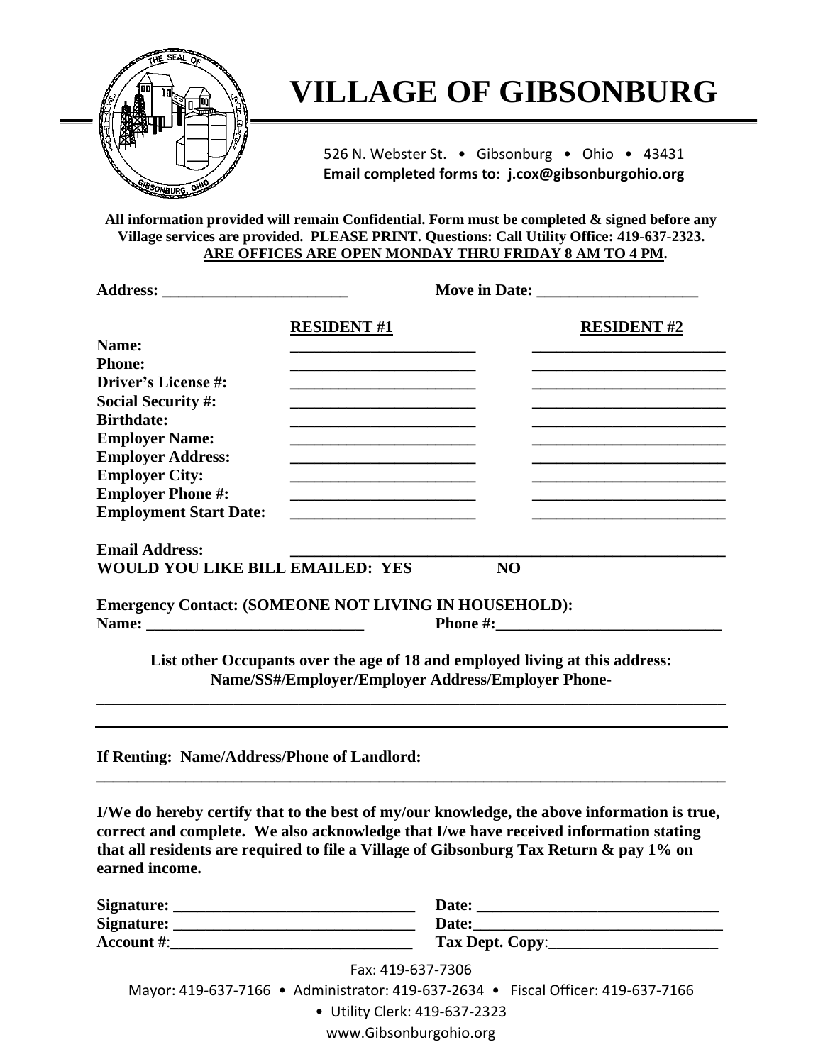# VILLAGE OF GIBSONBURG

526 N. Webster St. • Gibsonburg • Ohio • 43431
**Email completed forms to: j.cox@gibsonburgohio.org**

**All information provided will remain Confidential. Form must be completed & signed before any Village services are provided. PLEASE PRINT. Questions: Call Utility Office: 419-637-2323.**
**ARE OFFICES ARE OPEN MONDAY THRU FRIDAY 8 AM TO 4 PM.**

**Address:** ________________________ **Move in Date:** ____________________

| | **RESIDENT #1** | **RESIDENT #2** |
|---|---|---|
| **Name:** | ________________________ | ________________________ |
| **Phone:** | ________________________ | ________________________ |
| **Driver's License #:** | ________________________ | ________________________ |
| **Social Security #:** | ________________________ | ________________________ |
| **Birthdate:** | ________________________ | ________________________ |
| **Employer Name:** | ________________________ | ________________________ |
| **Employer Address:** | ________________________ | ________________________ |
| **Employer City:** | ________________________ | ________________________ |
| **Employer Phone #:** | ________________________ | ________________________ |
| **Employment Start Date:** | ________________________ | ________________________ |

**Email Address:** ________________________________________________________

**WOULD YOU LIKE BILL EMAILED: YES NO**

**Emergency Contact: (SOMEONE NOT LIVING IN HOUSEHOLD):**

**Name:** ____________________________ **Phone #:**____________________________

**List other Occupants over the age of 18 and employed living at this address:**
**Name/SS#/Employer/Employer Address/Employer Phone-**

________________________________________________________________________________

________________________________________________________________________________

**If Renting: Name/Address/Phone of Landlord:**

________________________________________________________________________________

**I/We do hereby certify that to the best of my/our knowledge, the above information is true, correct and complete. We also acknowledge that I/we have received information stating that all residents are required to file a Village of Gibsonburg Tax Return & pay 1% on earned income.**

**Signature:** ______________________________ **Date:** ______________________________

**Signature:** ______________________________ **Date:**______________________________

**Account #**:______________________________ **Tax Dept. Copy**:_____________________

Fax: 419-637-7306

Mayor: 419-637-7166 • Administrator: 419-637-2634 • Fiscal Officer: 419-637-7166

• Utility Clerk: 419-637-2323

www.Gibsonburgohio.org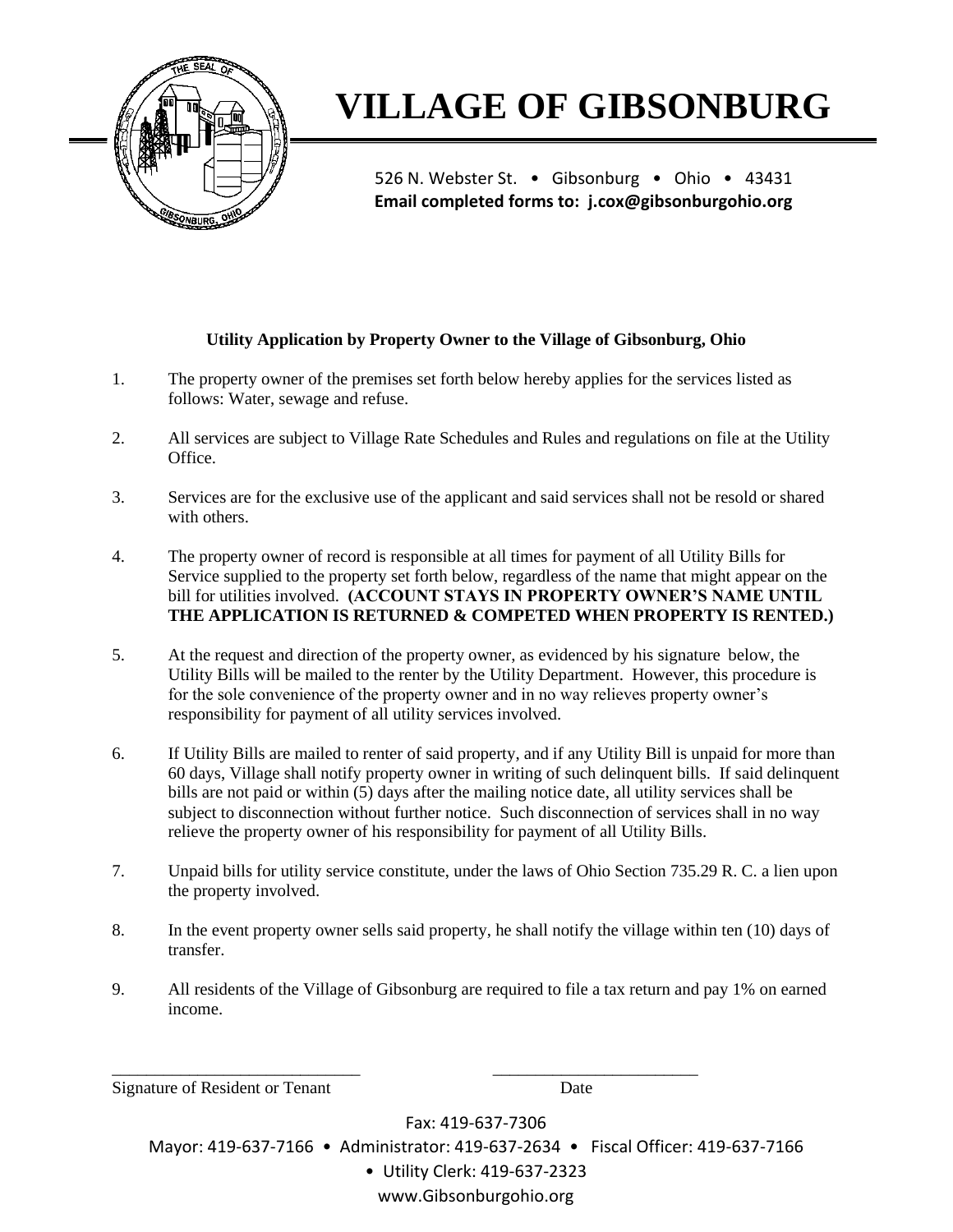# VILLAGE OF GIBSONBURG

526 N. Webster St. • Gibsonburg • Ohio • 43431
**Email completed forms to: j.cox@gibsonburgohio.org**

**Utility Application by Property Owner to the Village of Gibsonburg, Ohio**

1. The property owner of the premises set forth below hereby applies for the services listed as follows: Water, sewage and refuse.

2. All services are subject to Village Rate Schedules and Rules and regulations on file at the Utility Office.

3. Services are for the exclusive use of the applicant and said services shall not be resold or shared with others.

4. The property owner of record is responsible at all times for payment of all Utility Bills for Service supplied to the property set forth below, regardless of the name that might appear on the bill for utilities involved. **(ACCOUNT STAYS IN PROPERTY OWNER'S NAME UNTIL THE APPLICATION IS RETURNED & COMPETED WHEN PROPERTY IS RENTED.)**

5. At the request and direction of the property owner, as evidenced by his signature below, the Utility Bills will be mailed to the renter by the Utility Department. However, this procedure is for the sole convenience of the property owner and in no way relieves property owner's responsibility for payment of all utility services involved.

6. If Utility Bills are mailed to renter of said property, and if any Utility Bill is unpaid for more than 60 days, Village shall notify property owner in writing of such delinquent bills. If said delinquent bills are not paid or within (5) days after the mailing notice date, all utility services shall be subject to disconnection without further notice. Such disconnection of services shall in no way relieve the property owner of his responsibility for payment of all Utility Bills.

7. Unpaid bills for utility service constitute, under the laws of Ohio Section 735.29 R. C. a lien upon the property involved.

8. In the event property owner sells said property, he shall notify the village within ten (10) days of transfer.

9. All residents of the Village of Gibsonburg are required to file a tax return and pay 1% on earned income.

_____________________________ _________________________
Signature of Resident or Tenant Date

Fax: 419-637-7306
Mayor: 419-637-7166 • Administrator: 419-637-2634 • Fiscal Officer: 419-637-7166
• Utility Clerk: 419-637-2323
www.Gibsonburgohio.org